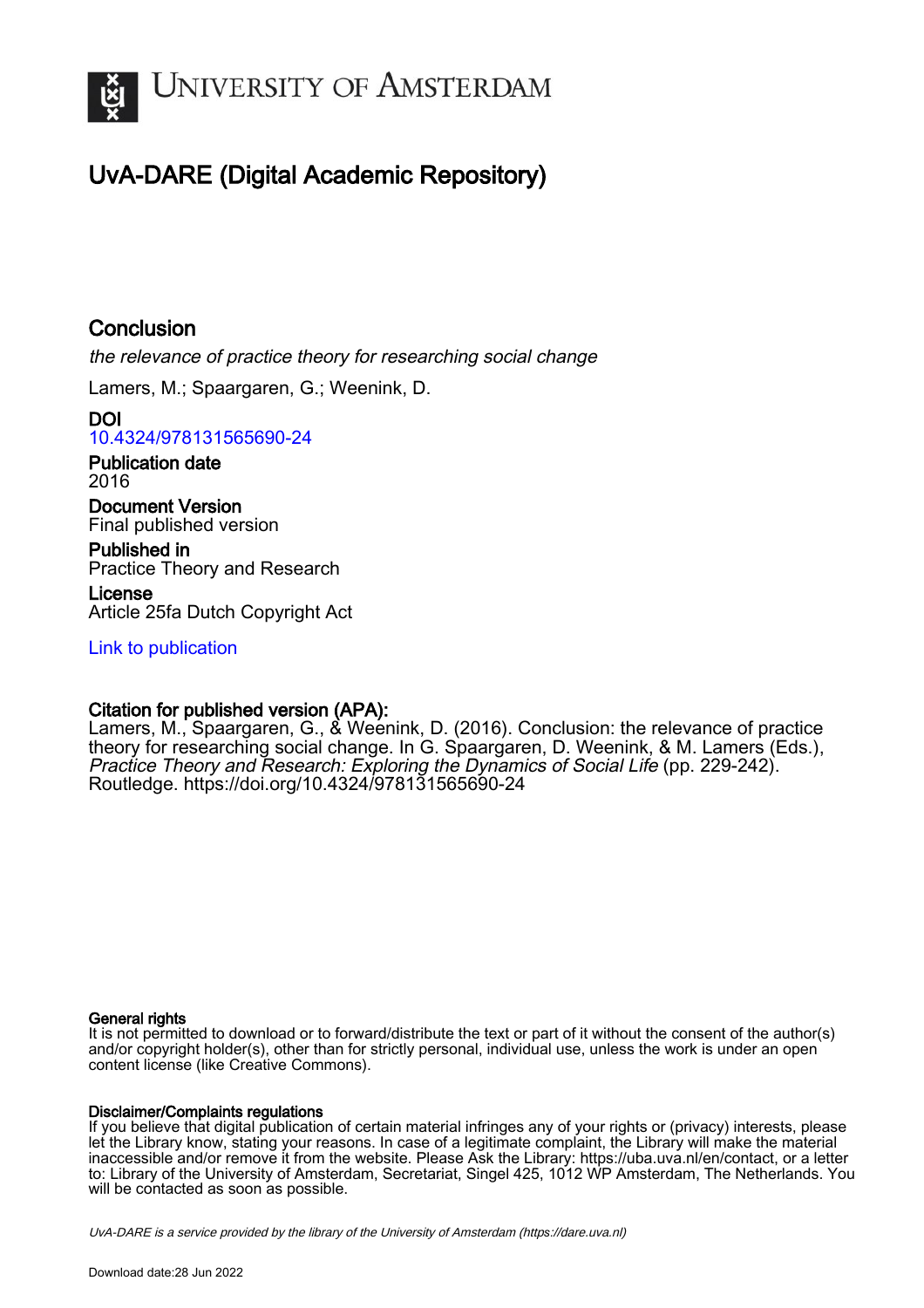# University of Amsterdam

## UvA-DARE (Digital Academic Repository)

### Conclusion

*the relevance of practice theory for researching social change*

Lamers, M.; Spaargaren, G.; Weenink, D.

**DOI**
10.4324/978131565690-24

**Publication date**
2016

**Document Version**
Final published version

**Published in**
Practice Theory and Research

**License**
Article 25fa Dutch Copyright Act

Link to publication

**Citation for published version (APA):**
Lamers, M., Spaargaren, G., & Weenink, D. (2016). Conclusion: the relevance of practice theory for researching social change. In G. Spaargaren, D. Weenink, & M. Lamers (Eds.), *Practice Theory and Research: Exploring the Dynamics of Social Life* (pp. 229-242). Routledge. https://doi.org/10.4324/978131565690-24

**General rights**
It is not permitted to download or to forward/distribute the text or part of it without the consent of the author(s) and/or copyright holder(s), other than for strictly personal, individual use, unless the work is under an open content license (like Creative Commons).

**Disclaimer/Complaints regulations**
If you believe that digital publication of certain material infringes any of your rights or (privacy) interests, please let the Library know, stating your reasons. In case of a legitimate complaint, the Library will make the material inaccessible and/or remove it from the website. Please Ask the Library: https://uba.uva.nl/en/contact, or a letter to: Library of the University of Amsterdam, Secretariat, Singel 425, 1012 WP Amsterdam, The Netherlands. You will be contacted as soon as possible.

*UvA-DARE is a service provided by the library of the University of Amsterdam (https://dare.uva.nl)*

Download date:28 Jun 2022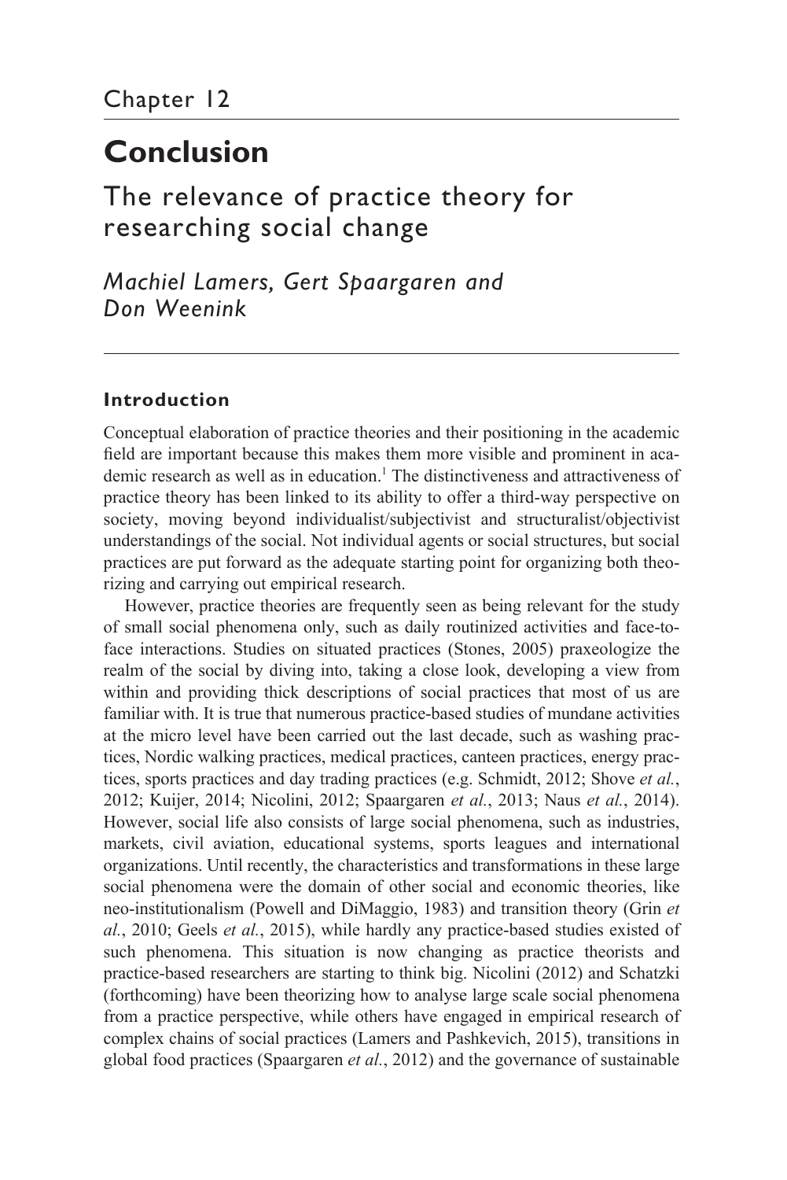Chapter 12

# Conclusion

## The relevance of practice theory for researching social change

*Machiel Lamers, Gert Spaargaren and Don Weenink*

### Introduction

Conceptual elaboration of practice theories and their positioning in the academic field are important because this makes them more visible and prominent in academic research as well as in education.[1] The distinctiveness and attractiveness of practice theory has been linked to its ability to offer a third-way perspective on society, moving beyond individualist/subjectivist and structuralist/objectivist understandings of the social. Not individual agents or social structures, but social practices are put forward as the adequate starting point for organizing both theorizing and carrying out empirical research.

However, practice theories are frequently seen as being relevant for the study of small social phenomena only, such as daily routinized activities and face-to-face interactions. Studies on situated practices (Stones, 2005) praxeologize the realm of the social by diving into, taking a close look, developing a view from within and providing thick descriptions of social practices that most of us are familiar with. It is true that numerous practice-based studies of mundane activities at the micro level have been carried out the last decade, such as washing practices, Nordic walking practices, medical practices, canteen practices, energy practices, sports practices and day trading practices (e.g. Schmidt, 2012; Shove *et al.*, 2012; Kuijer, 2014; Nicolini, 2012; Spaargaren *et al.*, 2013; Naus *et al.*, 2014). However, social life also consists of large social phenomena, such as industries, markets, civil aviation, educational systems, sports leagues and international organizations. Until recently, the characteristics and transformations in these large social phenomena were the domain of other social and economic theories, like neo-institutionalism (Powell and DiMaggio, 1983) and transition theory (Grin *et al.*, 2010; Geels *et al.*, 2015), while hardly any practice-based studies existed of such phenomena. This situation is now changing as practice theorists and practice-based researchers are starting to think big. Nicolini (2012) and Schatzki (forthcoming) have been theorizing how to analyse large scale social phenomena from a practice perspective, while others have engaged in empirical research of complex chains of social practices (Lamers and Pashkevich, 2015), transitions in global food practices (Spaargaren *et al.*, 2012) and the governance of sustainable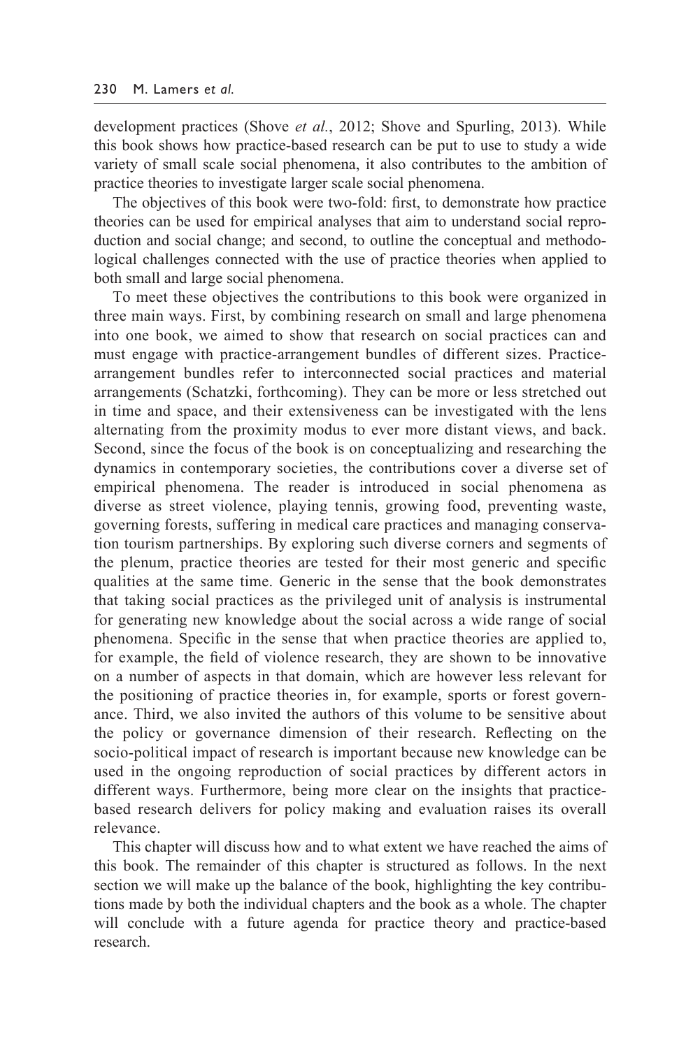development practices (Shove *et al.*, 2012; Shove and Spurling, 2013). While this book shows how practice-based research can be put to use to study a wide variety of small scale social phenomena, it also contributes to the ambition of practice theories to investigate larger scale social phenomena.

The objectives of this book were two-fold: first, to demonstrate how practice theories can be used for empirical analyses that aim to understand social reproduction and social change; and second, to outline the conceptual and methodological challenges connected with the use of practice theories when applied to both small and large social phenomena.

To meet these objectives the contributions to this book were organized in three main ways. First, by combining research on small and large phenomena into one book, we aimed to show that research on social practices can and must engage with practice-arrangement bundles of different sizes. Practice-arrangement bundles refer to interconnected social practices and material arrangements (Schatzki, forthcoming). They can be more or less stretched out in time and space, and their extensiveness can be investigated with the lens alternating from the proximity modus to ever more distant views, and back. Second, since the focus of the book is on conceptualizing and researching the dynamics in contemporary societies, the contributions cover a diverse set of empirical phenomena. The reader is introduced in social phenomena as diverse as street violence, playing tennis, growing food, preventing waste, governing forests, suffering in medical care practices and managing conservation tourism partnerships. By exploring such diverse corners and segments of the plenum, practice theories are tested for their most generic and specific qualities at the same time. Generic in the sense that the book demonstrates that taking social practices as the privileged unit of analysis is instrumental for generating new knowledge about the social across a wide range of social phenomena. Specific in the sense that when practice theories are applied to, for example, the field of violence research, they are shown to be innovative on a number of aspects in that domain, which are however less relevant for the positioning of practice theories in, for example, sports or forest governance. Third, we also invited the authors of this volume to be sensitive about the policy or governance dimension of their research. Reflecting on the socio-political impact of research is important because new knowledge can be used in the ongoing reproduction of social practices by different actors in different ways. Furthermore, being more clear on the insights that practice-based research delivers for policy making and evaluation raises its overall relevance.

This chapter will discuss how and to what extent we have reached the aims of this book. The remainder of this chapter is structured as follows. In the next section we will make up the balance of the book, highlighting the key contributions made by both the individual chapters and the book as a whole. The chapter will conclude with a future agenda for practice theory and practice-based research.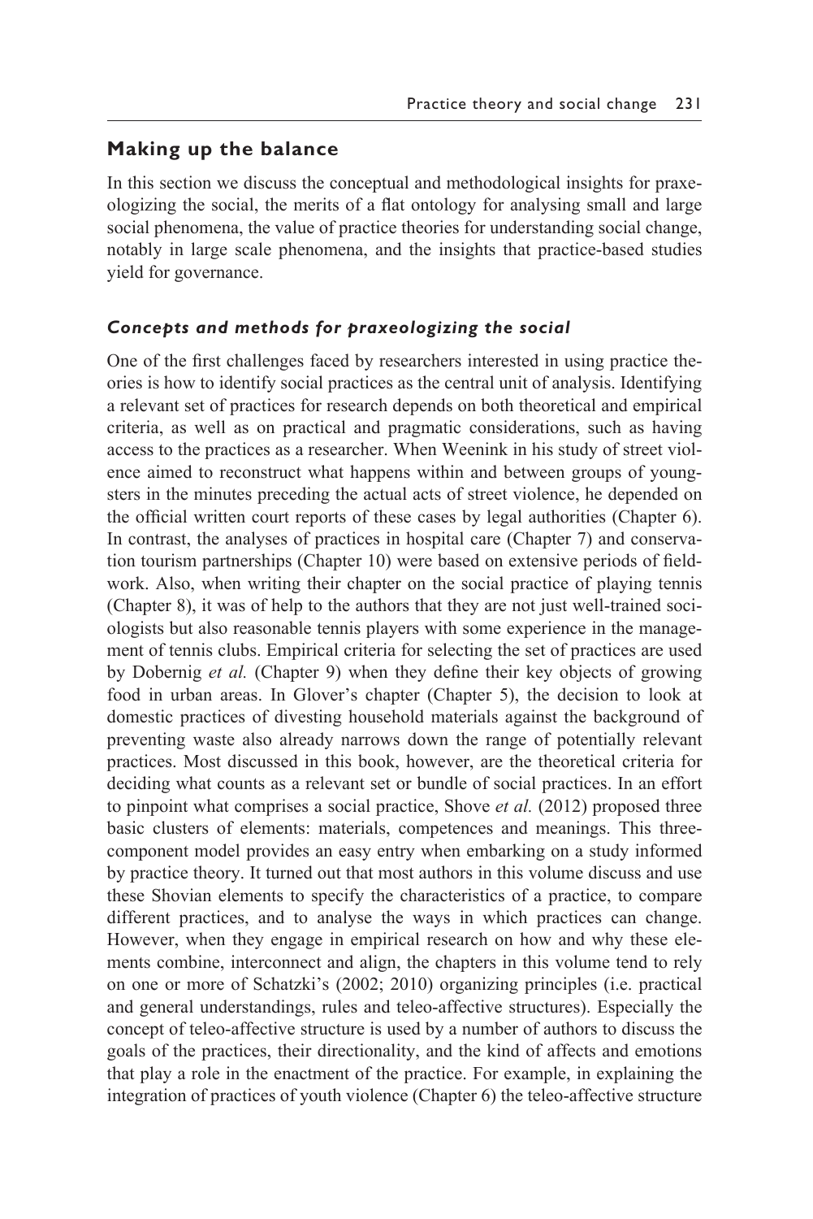## Making up the balance

In this section we discuss the conceptual and methodological insights for praxeologizing the social, the merits of a flat ontology for analysing small and large social phenomena, the value of practice theories for understanding social change, notably in large scale phenomena, and the insights that practice-based studies yield for governance.

### *Concepts and methods for praxeologizing the social*

One of the first challenges faced by researchers interested in using practice theories is how to identify social practices as the central unit of analysis. Identifying a relevant set of practices for research depends on both theoretical and empirical criteria, as well as on practical and pragmatic considerations, such as having access to the practices as a researcher. When Weenink in his study of street violence aimed to reconstruct what happens within and between groups of youngsters in the minutes preceding the actual acts of street violence, he depended on the official written court reports of these cases by legal authorities (Chapter 6). In contrast, the analyses of practices in hospital care (Chapter 7) and conservation tourism partnerships (Chapter 10) were based on extensive periods of fieldwork. Also, when writing their chapter on the social practice of playing tennis (Chapter 8), it was of help to the authors that they are not just well-trained sociologists but also reasonable tennis players with some experience in the management of tennis clubs. Empirical criteria for selecting the set of practices are used by Dobernig *et al.* (Chapter 9) when they define their key objects of growing food in urban areas. In Glover's chapter (Chapter 5), the decision to look at domestic practices of divesting household materials against the background of preventing waste also already narrows down the range of potentially relevant practices. Most discussed in this book, however, are the theoretical criteria for deciding what counts as a relevant set or bundle of social practices. In an effort to pinpoint what comprises a social practice, Shove *et al.* (2012) proposed three basic clusters of elements: materials, competences and meanings. This three-component model provides an easy entry when embarking on a study informed by practice theory. It turned out that most authors in this volume discuss and use these Shovian elements to specify the characteristics of a practice, to compare different practices, and to analyse the ways in which practices can change. However, when they engage in empirical research on how and why these elements combine, interconnect and align, the chapters in this volume tend to rely on one or more of Schatzki's (2002; 2010) organizing principles (i.e. practical and general understandings, rules and teleo-affective structures). Especially the concept of teleo-affective structure is used by a number of authors to discuss the goals of the practices, their directionality, and the kind of affects and emotions that play a role in the enactment of the practice. For example, in explaining the integration of practices of youth violence (Chapter 6) the teleo-affective structure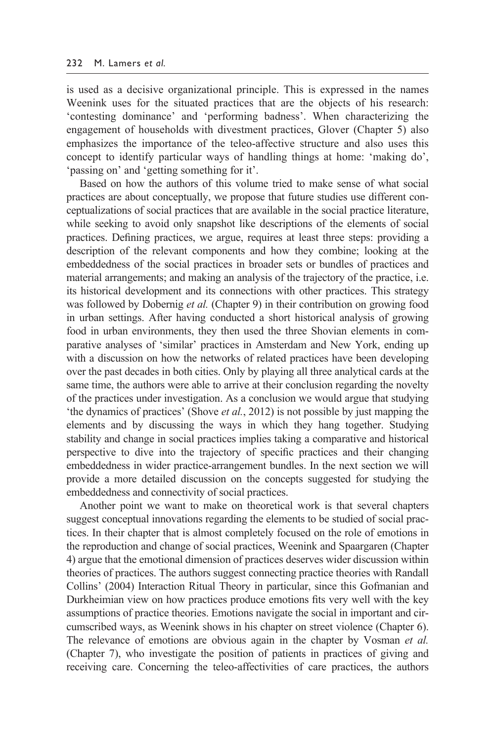is used as a decisive organizational principle. This is expressed in the names Weenink uses for the situated practices that are the objects of his research: 'contesting dominance' and 'performing badness'. When characterizing the engagement of households with divestment practices, Glover (Chapter 5) also emphasizes the importance of the teleo-affective structure and also uses this concept to identify particular ways of handling things at home: 'making do', 'passing on' and 'getting something for it'.

Based on how the authors of this volume tried to make sense of what social practices are about conceptually, we propose that future studies use different conceptualizations of social practices that are available in the social practice literature, while seeking to avoid only snapshot like descriptions of the elements of social practices. Defining practices, we argue, requires at least three steps: providing a description of the relevant components and how they combine; looking at the embeddedness of the social practices in broader sets or bundles of practices and material arrangements; and making an analysis of the trajectory of the practice, i.e. its historical development and its connections with other practices. This strategy was followed by Dobernig *et al.* (Chapter 9) in their contribution on growing food in urban settings. After having conducted a short historical analysis of growing food in urban environments, they then used the three Shovian elements in comparative analyses of 'similar' practices in Amsterdam and New York, ending up with a discussion on how the networks of related practices have been developing over the past decades in both cities. Only by playing all three analytical cards at the same time, the authors were able to arrive at their conclusion regarding the novelty of the practices under investigation. As a conclusion we would argue that studying 'the dynamics of practices' (Shove *et al.*, 2012) is not possible by just mapping the elements and by discussing the ways in which they hang together. Studying stability and change in social practices implies taking a comparative and historical perspective to dive into the trajectory of specific practices and their changing embeddedness in wider practice-arrangement bundles. In the next section we will provide a more detailed discussion on the concepts suggested for studying the embeddedness and connectivity of social practices.

Another point we want to make on theoretical work is that several chapters suggest conceptual innovations regarding the elements to be studied of social practices. In their chapter that is almost completely focused on the role of emotions in the reproduction and change of social practices, Weenink and Spaargaren (Chapter 4) argue that the emotional dimension of practices deserves wider discussion within theories of practices. The authors suggest connecting practice theories with Randall Collins' (2004) Interaction Ritual Theory in particular, since this Gofmanian and Durkheimian view on how practices produce emotions fits very well with the key assumptions of practice theories. Emotions navigate the social in important and circumscribed ways, as Weenink shows in his chapter on street violence (Chapter 6). The relevance of emotions are obvious again in the chapter by Vosman *et al.* (Chapter 7), who investigate the position of patients in practices of giving and receiving care. Concerning the teleo-affectivities of care practices, the authors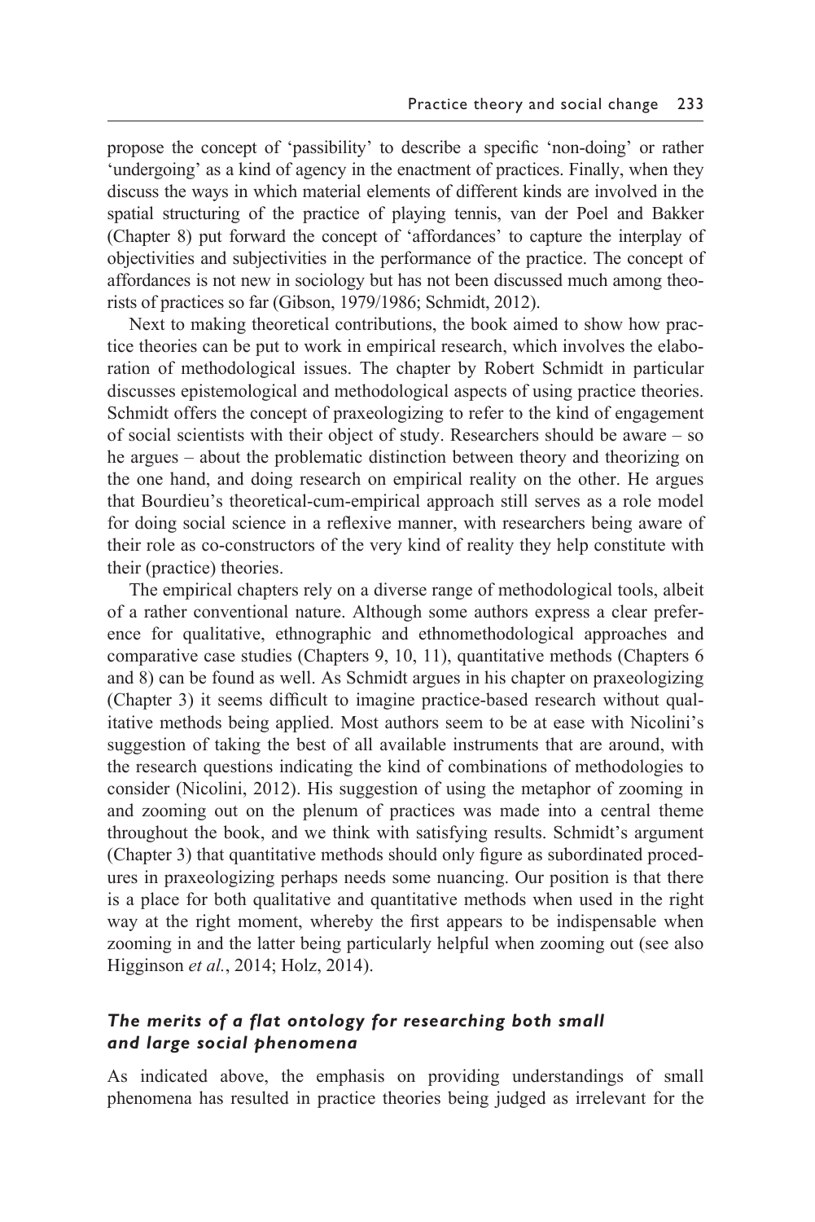propose the concept of 'passibility' to describe a specific 'non-doing' or rather 'undergoing' as a kind of agency in the enactment of practices. Finally, when they discuss the ways in which material elements of different kinds are involved in the spatial structuring of the practice of playing tennis, van der Poel and Bakker (Chapter 8) put forward the concept of 'affordances' to capture the interplay of objectivities and subjectivities in the performance of the practice. The concept of affordances is not new in sociology but has not been discussed much among theorists of practices so far (Gibson, 1979/1986; Schmidt, 2012).

Next to making theoretical contributions, the book aimed to show how practice theories can be put to work in empirical research, which involves the elaboration of methodological issues. The chapter by Robert Schmidt in particular discusses epistemological and methodological aspects of using practice theories. Schmidt offers the concept of praxeologizing to refer to the kind of engagement of social scientists with their object of study. Researchers should be aware – so he argues – about the problematic distinction between theory and theorizing on the one hand, and doing research on empirical reality on the other. He argues that Bourdieu's theoretical-cum-empirical approach still serves as a role model for doing social science in a reflexive manner, with researchers being aware of their role as co-constructors of the very kind of reality they help constitute with their (practice) theories.

The empirical chapters rely on a diverse range of methodological tools, albeit of a rather conventional nature. Although some authors express a clear preference for qualitative, ethnographic and ethnomethodological approaches and comparative case studies (Chapters 9, 10, 11), quantitative methods (Chapters 6 and 8) can be found as well. As Schmidt argues in his chapter on praxeologizing (Chapter 3) it seems difficult to imagine practice-based research without qualitative methods being applied. Most authors seem to be at ease with Nicolini's suggestion of taking the best of all available instruments that are around, with the research questions indicating the kind of combinations of methodologies to consider (Nicolini, 2012). His suggestion of using the metaphor of zooming in and zooming out on the plenum of practices was made into a central theme throughout the book, and we think with satisfying results. Schmidt's argument (Chapter 3) that quantitative methods should only figure as subordinated procedures in praxeologizing perhaps needs some nuancing. Our position is that there is a place for both qualitative and quantitative methods when used in the right way at the right moment, whereby the first appears to be indispensable when zooming in and the latter being particularly helpful when zooming out (see also Higginson *et al.*, 2014; Holz, 2014).

### *The merits of a flat ontology for researching both small and large social phenomena*

As indicated above, the emphasis on providing understandings of small phenomena has resulted in practice theories being judged as irrelevant for the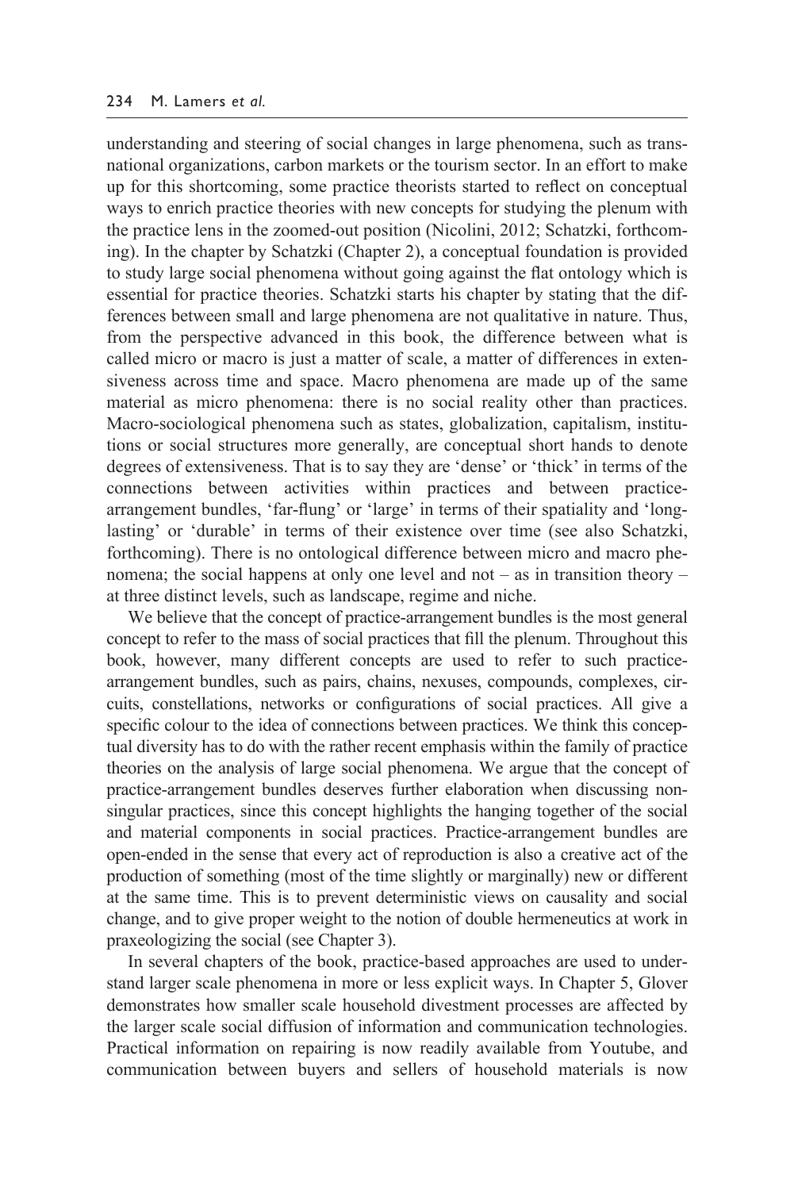understanding and steering of social changes in large phenomena, such as transnational organizations, carbon markets or the tourism sector. In an effort to make up for this shortcoming, some practice theorists started to reflect on conceptual ways to enrich practice theories with new concepts for studying the plenum with the practice lens in the zoomed-out position (Nicolini, 2012; Schatzki, forthcoming). In the chapter by Schatzki (Chapter 2), a conceptual foundation is provided to study large social phenomena without going against the flat ontology which is essential for practice theories. Schatzki starts his chapter by stating that the differences between small and large phenomena are not qualitative in nature. Thus, from the perspective advanced in this book, the difference between what is called micro or macro is just a matter of scale, a matter of differences in extensiveness across time and space. Macro phenomena are made up of the same material as micro phenomena: there is no social reality other than practices. Macro-sociological phenomena such as states, globalization, capitalism, institutions or social structures more generally, are conceptual short hands to denote degrees of extensiveness. That is to say they are 'dense' or 'thick' in terms of the connections between activities within practices and between practice-arrangement bundles, 'far-flung' or 'large' in terms of their spatiality and 'long-lasting' or 'durable' in terms of their existence over time (see also Schatzki, forthcoming). There is no ontological difference between micro and macro phenomena; the social happens at only one level and not – as in transition theory – at three distinct levels, such as landscape, regime and niche.

We believe that the concept of practice-arrangement bundles is the most general concept to refer to the mass of social practices that fill the plenum. Throughout this book, however, many different concepts are used to refer to such practice-arrangement bundles, such as pairs, chains, nexuses, compounds, complexes, circuits, constellations, networks or configurations of social practices. All give a specific colour to the idea of connections between practices. We think this conceptual diversity has to do with the rather recent emphasis within the family of practice theories on the analysis of large social phenomena. We argue that the concept of practice-arrangement bundles deserves further elaboration when discussing non-singular practices, since this concept highlights the hanging together of the social and material components in social practices. Practice-arrangement bundles are open-ended in the sense that every act of reproduction is also a creative act of the production of something (most of the time slightly or marginally) new or different at the same time. This is to prevent deterministic views on causality and social change, and to give proper weight to the notion of double hermeneutics at work in praxeologizing the social (see Chapter 3).

In several chapters of the book, practice-based approaches are used to understand larger scale phenomena in more or less explicit ways. In Chapter 5, Glover demonstrates how smaller scale household divestment processes are affected by the larger scale social diffusion of information and communication technologies. Practical information on repairing is now readily available from Youtube, and communication between buyers and sellers of household materials is now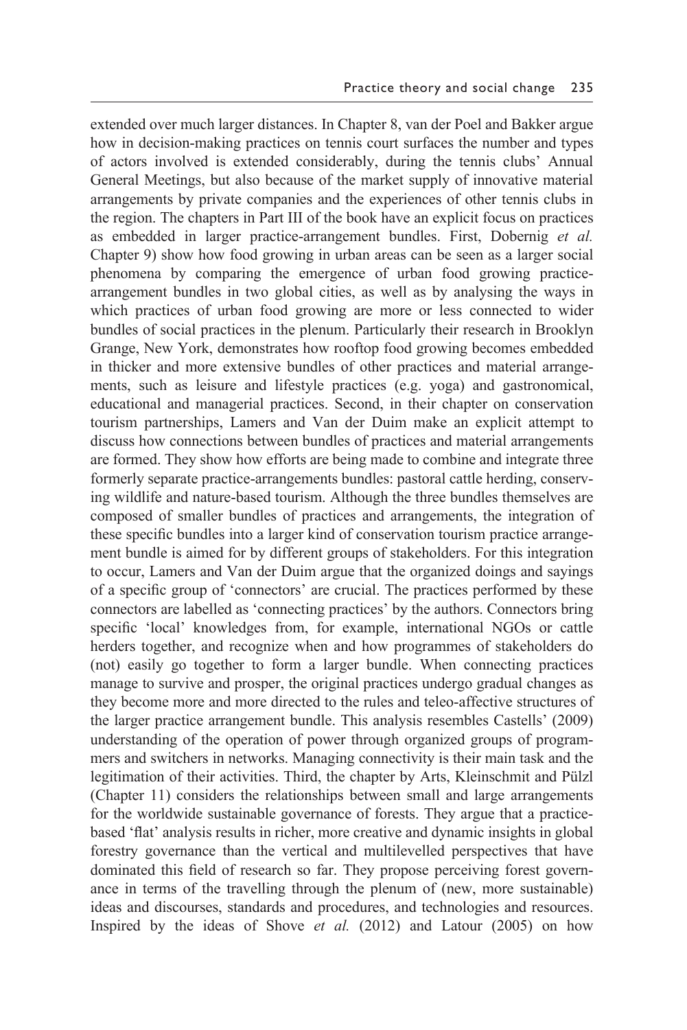extended over much larger distances. In Chapter 8, van der Poel and Bakker argue how in decision-making practices on tennis court surfaces the number and types of actors involved is extended considerably, during the tennis clubs' Annual General Meetings, but also because of the market supply of innovative material arrangements by private companies and the experiences of other tennis clubs in the region. The chapters in Part III of the book have an explicit focus on practices as embedded in larger practice-arrangement bundles. First, Dobernig *et al.* Chapter 9) show how food growing in urban areas can be seen as a larger social phenomena by comparing the emergence of urban food growing practice-arrangement bundles in two global cities, as well as by analysing the ways in which practices of urban food growing are more or less connected to wider bundles of social practices in the plenum. Particularly their research in Brooklyn Grange, New York, demonstrates how rooftop food growing becomes embedded in thicker and more extensive bundles of other practices and material arrangements, such as leisure and lifestyle practices (e.g. yoga) and gastronomical, educational and managerial practices. Second, in their chapter on conservation tourism partnerships, Lamers and Van der Duim make an explicit attempt to discuss how connections between bundles of practices and material arrangements are formed. They show how efforts are being made to combine and integrate three formerly separate practice-arrangements bundles: pastoral cattle herding, conserving wildlife and nature-based tourism. Although the three bundles themselves are composed of smaller bundles of practices and arrangements, the integration of these specific bundles into a larger kind of conservation tourism practice arrangement bundle is aimed for by different groups of stakeholders. For this integration to occur, Lamers and Van der Duim argue that the organized doings and sayings of a specific group of 'connectors' are crucial. The practices performed by these connectors are labelled as 'connecting practices' by the authors. Connectors bring specific 'local' knowledges from, for example, international NGOs or cattle herders together, and recognize when and how programmes of stakeholders do (not) easily go together to form a larger bundle. When connecting practices manage to survive and prosper, the original practices undergo gradual changes as they become more and more directed to the rules and teleo-affective structures of the larger practice arrangement bundle. This analysis resembles Castells' (2009) understanding of the operation of power through organized groups of programmers and switchers in networks. Managing connectivity is their main task and the legitimation of their activities. Third, the chapter by Arts, Kleinschmit and Pülzl (Chapter 11) considers the relationships between small and large arrangements for the worldwide sustainable governance of forests. They argue that a practice-based 'flat' analysis results in richer, more creative and dynamic insights in global forestry governance than the vertical and multilevelled perspectives that have dominated this field of research so far. They propose perceiving forest governance in terms of the travelling through the plenum of (new, more sustainable) ideas and discourses, standards and procedures, and technologies and resources. Inspired by the ideas of Shove *et al.* (2012) and Latour (2005) on how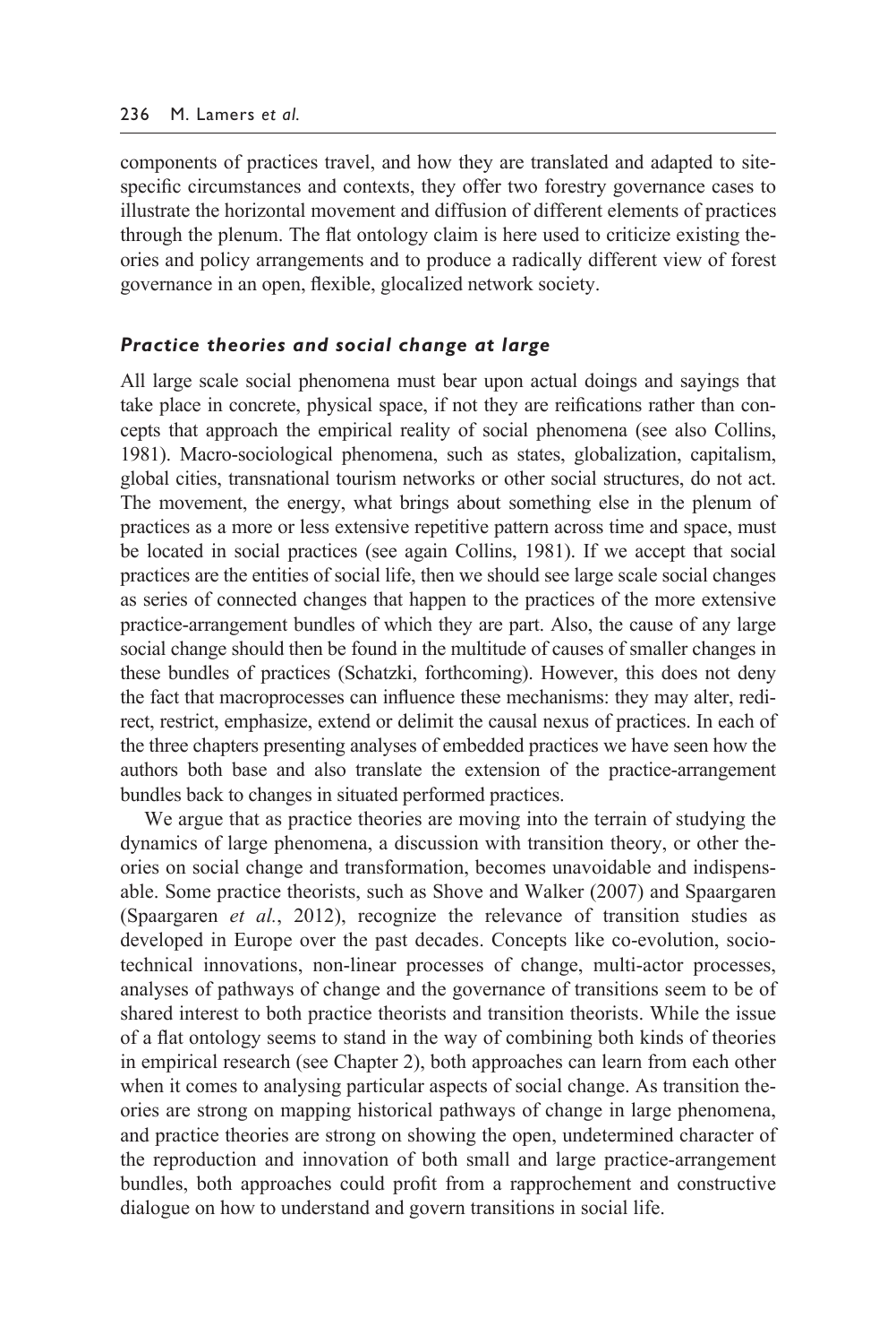components of practices travel, and how they are translated and adapted to site-specific circumstances and contexts, they offer two forestry governance cases to illustrate the horizontal movement and diffusion of different elements of practices through the plenum. The flat ontology claim is here used to criticize existing theories and policy arrangements and to produce a radically different view of forest governance in an open, flexible, glocalized network society.

### *Practice theories and social change at large*

All large scale social phenomena must bear upon actual doings and sayings that take place in concrete, physical space, if not they are reifications rather than concepts that approach the empirical reality of social phenomena (see also Collins, 1981). Macro-sociological phenomena, such as states, globalization, capitalism, global cities, transnational tourism networks or other social structures, do not act. The movement, the energy, what brings about something else in the plenum of practices as a more or less extensive repetitive pattern across time and space, must be located in social practices (see again Collins, 1981). If we accept that social practices are the entities of social life, then we should see large scale social changes as series of connected changes that happen to the practices of the more extensive practice-arrangement bundles of which they are part. Also, the cause of any large social change should then be found in the multitude of causes of smaller changes in these bundles of practices (Schatzki, forthcoming). However, this does not deny the fact that macroprocesses can influence these mechanisms: they may alter, redirect, restrict, emphasize, extend or delimit the causal nexus of practices. In each of the three chapters presenting analyses of embedded practices we have seen how the authors both base and also translate the extension of the practice-arrangement bundles back to changes in situated performed practices.

We argue that as practice theories are moving into the terrain of studying the dynamics of large phenomena, a discussion with transition theory, or other theories on social change and transformation, becomes unavoidable and indispensable. Some practice theorists, such as Shove and Walker (2007) and Spaargaren (Spaargaren *et al.*, 2012), recognize the relevance of transition studies as developed in Europe over the past decades. Concepts like co-evolution, socio-technical innovations, non-linear processes of change, multi-actor processes, analyses of pathways of change and the governance of transitions seem to be of shared interest to both practice theorists and transition theorists. While the issue of a flat ontology seems to stand in the way of combining both kinds of theories in empirical research (see Chapter 2), both approaches can learn from each other when it comes to analysing particular aspects of social change. As transition theories are strong on mapping historical pathways of change in large phenomena, and practice theories are strong on showing the open, undetermined character of the reproduction and innovation of both small and large practice-arrangement bundles, both approaches could profit from a rapprochement and constructive dialogue on how to understand and govern transitions in social life.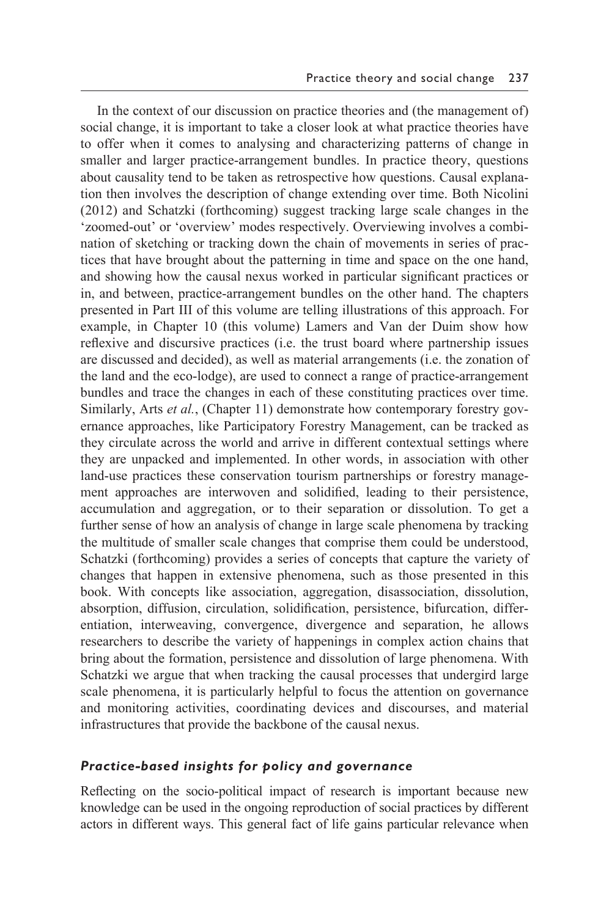In the context of our discussion on practice theories and (the management of) social change, it is important to take a closer look at what practice theories have to offer when it comes to analysing and characterizing patterns of change in smaller and larger practice-arrangement bundles. In practice theory, questions about causality tend to be taken as retrospective how questions. Causal explanation then involves the description of change extending over time. Both Nicolini (2012) and Schatzki (forthcoming) suggest tracking large scale changes in the 'zoomed-out' or 'overview' modes respectively. Overviewing involves a combination of sketching or tracking down the chain of movements in series of practices that have brought about the patterning in time and space on the one hand, and showing how the causal nexus worked in particular significant practices or in, and between, practice-arrangement bundles on the other hand. The chapters presented in Part III of this volume are telling illustrations of this approach. For example, in Chapter 10 (this volume) Lamers and Van der Duim show how reflexive and discursive practices (i.e. the trust board where partnership issues are discussed and decided), as well as material arrangements (i.e. the zonation of the land and the eco-lodge), are used to connect a range of practice-arrangement bundles and trace the changes in each of these constituting practices over time. Similarly, Arts *et al.*, (Chapter 11) demonstrate how contemporary forestry governance approaches, like Participatory Forestry Management, can be tracked as they circulate across the world and arrive in different contextual settings where they are unpacked and implemented. In other words, in association with other land-use practices these conservation tourism partnerships or forestry management approaches are interwoven and solidified, leading to their persistence, accumulation and aggregation, or to their separation or dissolution. To get a further sense of how an analysis of change in large scale phenomena by tracking the multitude of smaller scale changes that comprise them could be understood, Schatzki (forthcoming) provides a series of concepts that capture the variety of changes that happen in extensive phenomena, such as those presented in this book. With concepts like association, aggregation, disassociation, dissolution, absorption, diffusion, circulation, solidification, persistence, bifurcation, differentiation, interweaving, convergence, divergence and separation, he allows researchers to describe the variety of happenings in complex action chains that bring about the formation, persistence and dissolution of large phenomena. With Schatzki we argue that when tracking the causal processes that undergird large scale phenomena, it is particularly helpful to focus the attention on governance and monitoring activities, coordinating devices and discourses, and material infrastructures that provide the backbone of the causal nexus.

### *Practice-based insights for policy and governance*

Reflecting on the socio-political impact of research is important because new knowledge can be used in the ongoing reproduction of social practices by different actors in different ways. This general fact of life gains particular relevance when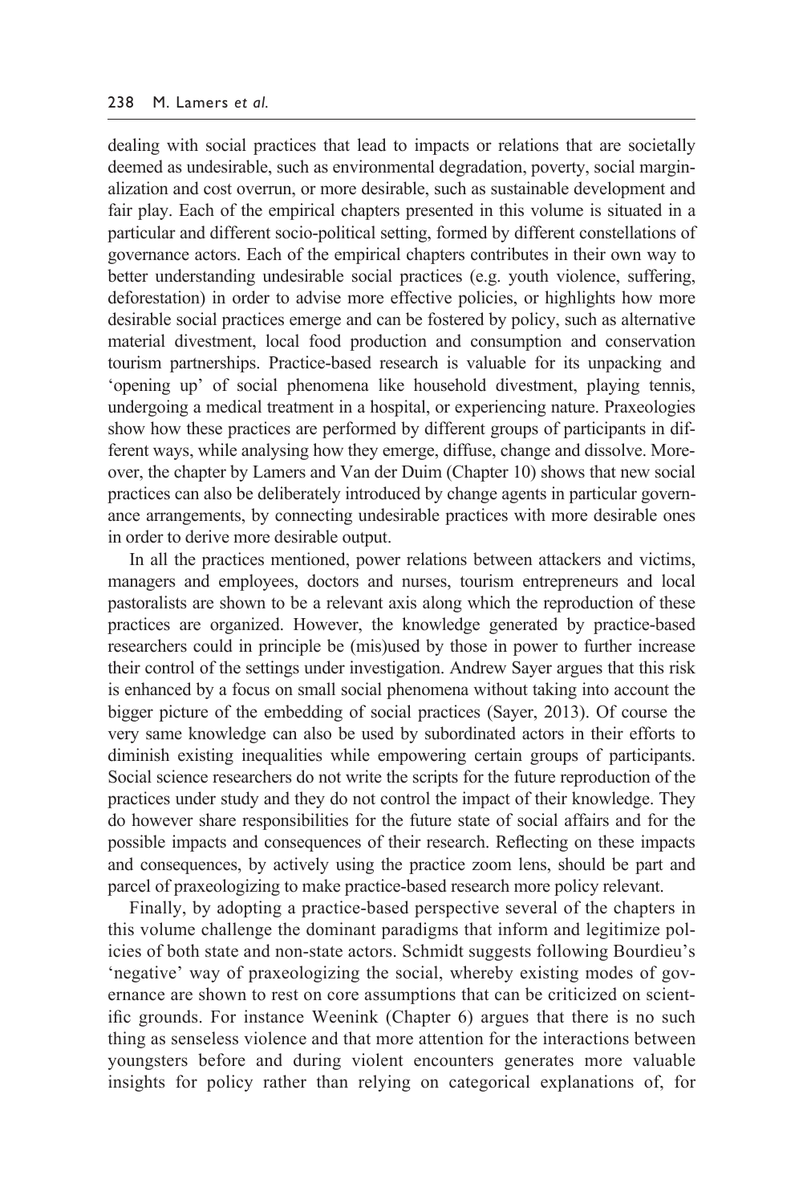dealing with social practices that lead to impacts or relations that are societally deemed as undesirable, such as environmental degradation, poverty, social marginalization and cost overrun, or more desirable, such as sustainable development and fair play. Each of the empirical chapters presented in this volume is situated in a particular and different socio-political setting, formed by different constellations of governance actors. Each of the empirical chapters contributes in their own way to better understanding undesirable social practices (e.g. youth violence, suffering, deforestation) in order to advise more effective policies, or highlights how more desirable social practices emerge and can be fostered by policy, such as alternative material divestment, local food production and consumption and conservation tourism partnerships. Practice-based research is valuable for its unpacking and 'opening up' of social phenomena like household divestment, playing tennis, undergoing a medical treatment in a hospital, or experiencing nature. Praxeologies show how these practices are performed by different groups of participants in different ways, while analysing how they emerge, diffuse, change and dissolve. Moreover, the chapter by Lamers and Van der Duim (Chapter 10) shows that new social practices can also be deliberately introduced by change agents in particular governance arrangements, by connecting undesirable practices with more desirable ones in order to derive more desirable output.

In all the practices mentioned, power relations between attackers and victims, managers and employees, doctors and nurses, tourism entrepreneurs and local pastoralists are shown to be a relevant axis along which the reproduction of these practices are organized. However, the knowledge generated by practice-based researchers could in principle be (mis)used by those in power to further increase their control of the settings under investigation. Andrew Sayer argues that this risk is enhanced by a focus on small social phenomena without taking into account the bigger picture of the embedding of social practices (Sayer, 2013). Of course the very same knowledge can also be used by subordinated actors in their efforts to diminish existing inequalities while empowering certain groups of participants. Social science researchers do not write the scripts for the future reproduction of the practices under study and they do not control the impact of their knowledge. They do however share responsibilities for the future state of social affairs and for the possible impacts and consequences of their research. Reflecting on these impacts and consequences, by actively using the practice zoom lens, should be part and parcel of praxeologizing to make practice-based research more policy relevant.

Finally, by adopting a practice-based perspective several of the chapters in this volume challenge the dominant paradigms that inform and legitimize policies of both state and non-state actors. Schmidt suggests following Bourdieu's 'negative' way of praxeologizing the social, whereby existing modes of governance are shown to rest on core assumptions that can be criticized on scientific grounds. For instance Weenink (Chapter 6) argues that there is no such thing as senseless violence and that more attention for the interactions between youngsters before and during violent encounters generates more valuable insights for policy rather than relying on categorical explanations of, for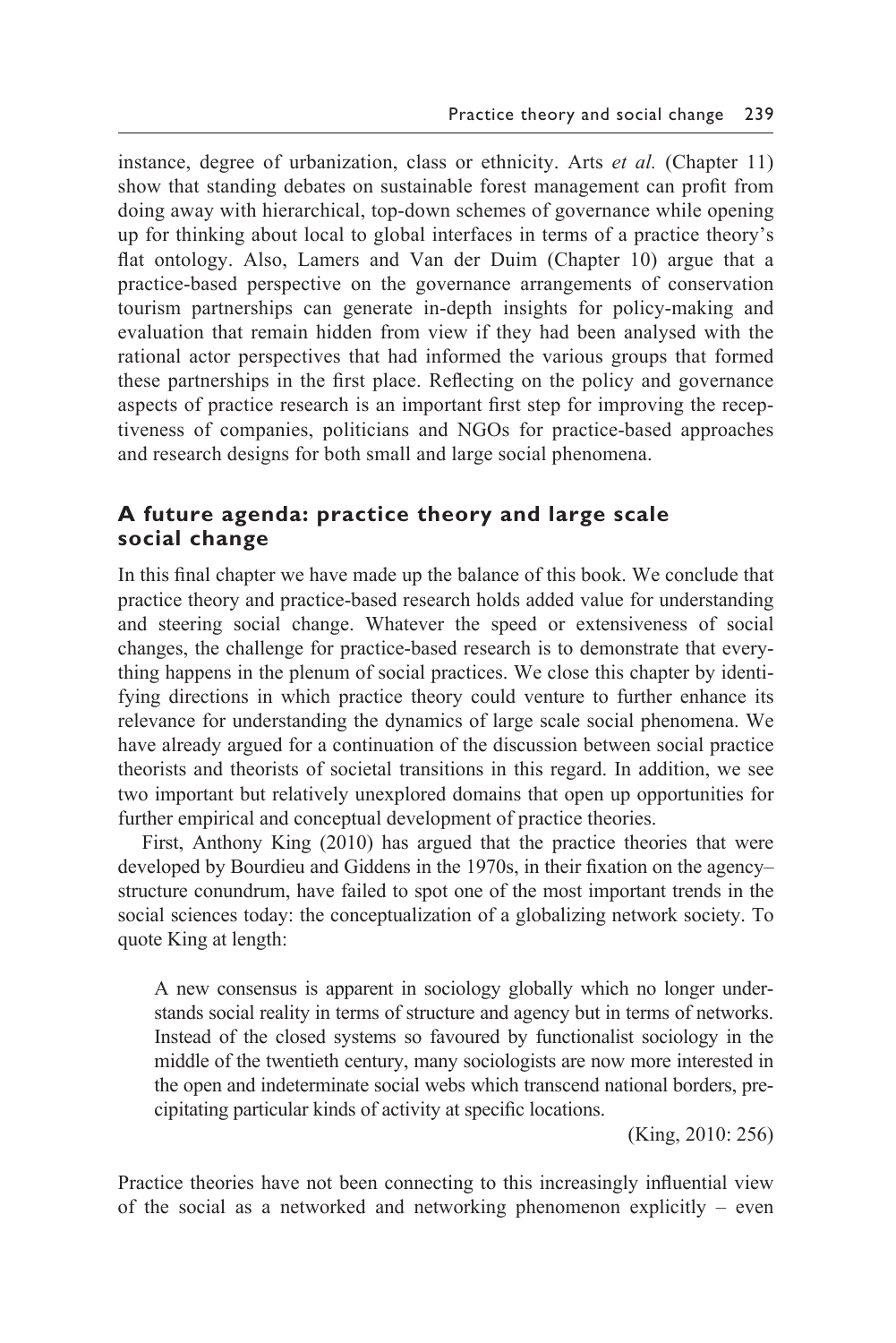instance, degree of urbanization, class or ethnicity. Arts *et al.* (Chapter 11) show that standing debates on sustainable forest management can profit from doing away with hierarchical, top-down schemes of governance while opening up for thinking about local to global interfaces in terms of a practice theory's flat ontology. Also, Lamers and Van der Duim (Chapter 10) argue that a practice-based perspective on the governance arrangements of conservation tourism partnerships can generate in-depth insights for policy-making and evaluation that remain hidden from view if they had been analysed with the rational actor perspectives that had informed the various groups that formed these partnerships in the first place. Reflecting on the policy and governance aspects of practice research is an important first step for improving the receptiveness of companies, politicians and NGOs for practice-based approaches and research designs for both small and large social phenomena.

## A future agenda: practice theory and large scale social change

In this final chapter we have made up the balance of this book. We conclude that practice theory and practice-based research holds added value for understanding and steering social change. Whatever the speed or extensiveness of social changes, the challenge for practice-based research is to demonstrate that everything happens in the plenum of social practices. We close this chapter by identifying directions in which practice theory could venture to further enhance its relevance for understanding the dynamics of large scale social phenomena. We have already argued for a continuation of the discussion between social practice theorists and theorists of societal transitions in this regard. In addition, we see two important but relatively unexplored domains that open up opportunities for further empirical and conceptual development of practice theories.

First, Anthony King (2010) has argued that the practice theories that were developed by Bourdieu and Giddens in the 1970s, in their fixation on the agency–structure conundrum, have failed to spot one of the most important trends in the social sciences today: the conceptualization of a globalizing network society. To quote King at length:

> A new consensus is apparent in sociology globally which no longer understands social reality in terms of structure and agency but in terms of networks. Instead of the closed systems so favoured by functionalist sociology in the middle of the twentieth century, many sociologists are now more interested in the open and indeterminate social webs which transcend national borders, precipitating particular kinds of activity at specific locations.
>
> (King, 2010: 256)

Practice theories have not been connecting to this increasingly influential view of the social as a networked and networking phenomenon explicitly – even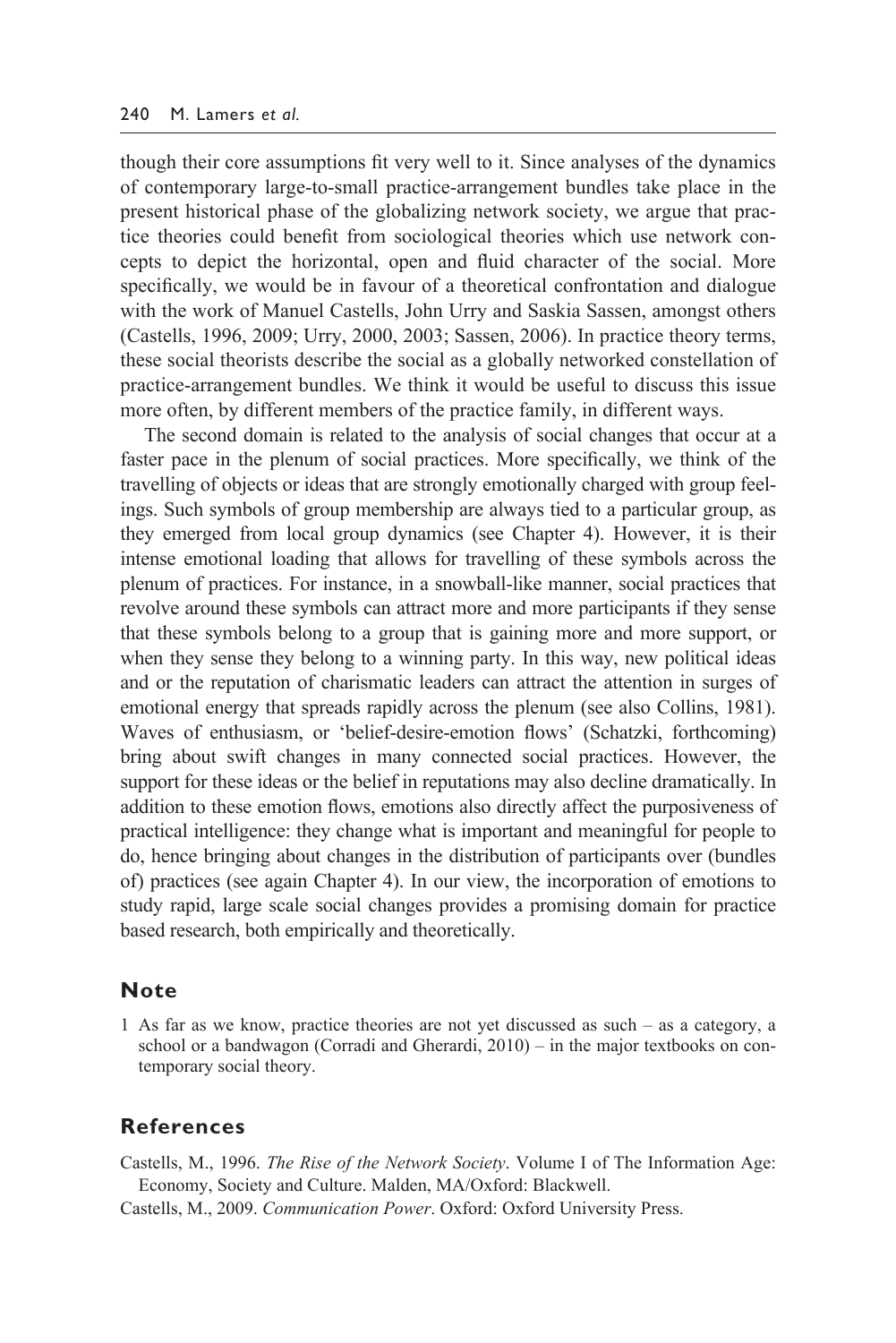though their core assumptions fit very well to it. Since analyses of the dynamics of contemporary large-to-small practice-arrangement bundles take place in the present historical phase of the globalizing network society, we argue that practice theories could benefit from sociological theories which use network concepts to depict the horizontal, open and fluid character of the social. More specifically, we would be in favour of a theoretical confrontation and dialogue with the work of Manuel Castells, John Urry and Saskia Sassen, amongst others (Castells, 1996, 2009; Urry, 2000, 2003; Sassen, 2006). In practice theory terms, these social theorists describe the social as a globally networked constellation of practice-arrangement bundles. We think it would be useful to discuss this issue more often, by different members of the practice family, in different ways.

The second domain is related to the analysis of social changes that occur at a faster pace in the plenum of social practices. More specifically, we think of the travelling of objects or ideas that are strongly emotionally charged with group feelings. Such symbols of group membership are always tied to a particular group, as they emerged from local group dynamics (see Chapter 4). However, it is their intense emotional loading that allows for travelling of these symbols across the plenum of practices. For instance, in a snowball-like manner, social practices that revolve around these symbols can attract more and more participants if they sense that these symbols belong to a group that is gaining more and more support, or when they sense they belong to a winning party. In this way, new political ideas and or the reputation of charismatic leaders can attract the attention in surges of emotional energy that spreads rapidly across the plenum (see also Collins, 1981). Waves of enthusiasm, or 'belief-desire-emotion flows' (Schatzki, forthcoming) bring about swift changes in many connected social practices. However, the support for these ideas or the belief in reputations may also decline dramatically. In addition to these emotion flows, emotions also directly affect the purposiveness of practical intelligence: they change what is important and meaningful for people to do, hence bringing about changes in the distribution of participants over (bundles of) practices (see again Chapter 4). In our view, the incorporation of emotions to study rapid, large scale social changes provides a promising domain for practice based research, both empirically and theoretically.

## Note

1 As far as we know, practice theories are not yet discussed as such – as a category, a school or a bandwagon (Corradi and Gherardi, 2010) – in the major textbooks on contemporary social theory.

## References

Castells, M., 1996. *The Rise of the Network Society*. Volume I of The Information Age: Economy, Society and Culture. Malden, MA/Oxford: Blackwell.

Castells, M., 2009. *Communication Power*. Oxford: Oxford University Press.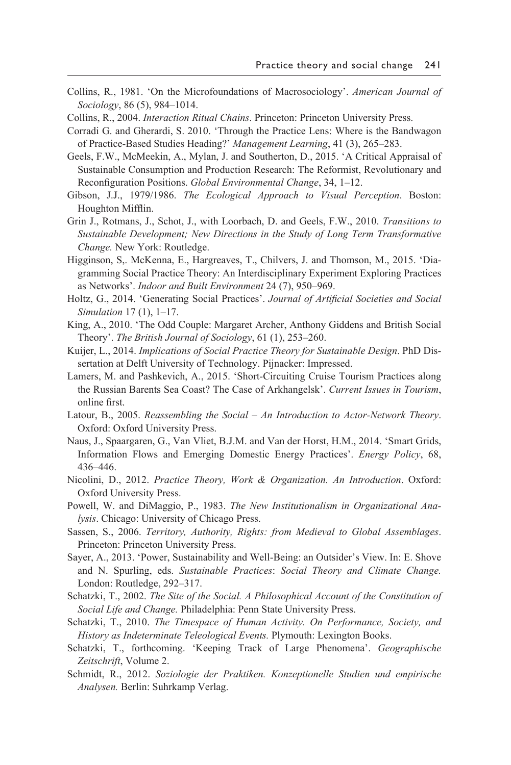Collins, R., 1981. 'On the Microfoundations of Macrosociology'. *American Journal of Sociology*, 86 (5), 984–1014.

Collins, R., 2004. *Interaction Ritual Chains*. Princeton: Princeton University Press.

Corradi G. and Gherardi, S. 2010. 'Through the Practice Lens: Where is the Bandwagon of Practice-Based Studies Heading?' *Management Learning*, 41 (3), 265–283.

Geels, F.W., McMeekin, A., Mylan, J. and Southerton, D., 2015. 'A Critical Appraisal of Sustainable Consumption and Production Research: The Reformist, Revolutionary and Reconfiguration Positions. *Global Environmental Change*, 34, 1–12.

Gibson, J.J., 1979/1986. *The Ecological Approach to Visual Perception*. Boston: Houghton Mifflin.

Grin J., Rotmans, J., Schot, J., with Loorbach, D. and Geels, F.W., 2010. *Transitions to Sustainable Development; New Directions in the Study of Long Term Transformative Change.* New York: Routledge.

Higginson, S,. McKenna, E., Hargreaves, T., Chilvers, J. and Thomson, M., 2015. 'Diagramming Social Practice Theory: An Interdisciplinary Experiment Exploring Practices as Networks'. *Indoor and Built Environment* 24 (7), 950–969.

Holtz, G., 2014. 'Generating Social Practices'. *Journal of Artificial Societies and Social Simulation* 17 (1), 1–17.

King, A., 2010. 'The Odd Couple: Margaret Archer, Anthony Giddens and British Social Theory'. *The British Journal of Sociology*, 61 (1), 253–260.

Kuijer, L., 2014. *Implications of Social Practice Theory for Sustainable Design*. PhD Dissertation at Delft University of Technology. Pijnacker: Impressed.

Lamers, M. and Pashkevich, A., 2015. 'Short-Circuiting Cruise Tourism Practices along the Russian Barents Sea Coast? The Case of Arkhangelsk'. *Current Issues in Tourism*, online first.

Latour, B., 2005. *Reassembling the Social – An Introduction to Actor-Network Theory*. Oxford: Oxford University Press.

Naus, J., Spaargaren, G., Van Vliet, B.J.M. and Van der Horst, H.M., 2014. 'Smart Grids, Information Flows and Emerging Domestic Energy Practices'. *Energy Policy*, 68, 436–446.

Nicolini, D., 2012. *Practice Theory, Work & Organization. An Introduction*. Oxford: Oxford University Press.

Powell, W. and DiMaggio, P., 1983. *The New Institutionalism in Organizational Analysis*. Chicago: University of Chicago Press.

Sassen, S., 2006. *Territory, Authority, Rights: from Medieval to Global Assemblages*. Princeton: Princeton University Press.

Sayer, A., 2013. 'Power, Sustainability and Well-Being: an Outsider's View. In: E. Shove and N. Spurling, eds. *Sustainable Practices*: *Social Theory and Climate Change.* London: Routledge, 292–317.

Schatzki, T., 2002. *The Site of the Social. A Philosophical Account of the Constitution of Social Life and Change.* Philadelphia: Penn State University Press.

Schatzki, T., 2010. *The Timespace of Human Activity. On Performance, Society, and History as Indeterminate Teleological Events.* Plymouth: Lexington Books.

Schatzki, T., forthcoming. 'Keeping Track of Large Phenomena'. *Geographische Zeitschrift*, Volume 2.

Schmidt, R., 2012. *Soziologie der Praktiken. Konzeptionelle Studien und empirische Analysen.* Berlin: Suhrkamp Verlag.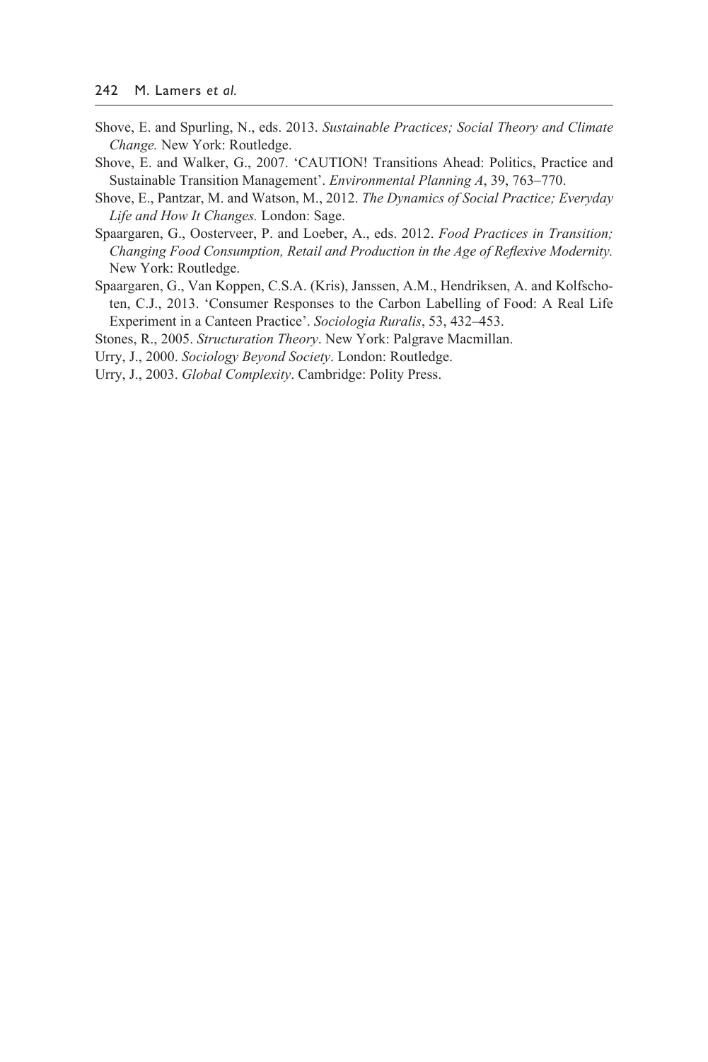Shove, E. and Spurling, N., eds. 2013. *Sustainable Practices; Social Theory and Climate Change.* New York: Routledge.

Shove, E. and Walker, G., 2007. 'CAUTION! Transitions Ahead: Politics, Practice and Sustainable Transition Management'. *Environmental Planning A*, 39, 763–770.

Shove, E., Pantzar, M. and Watson, M., 2012. *The Dynamics of Social Practice; Everyday Life and How It Changes.* London: Sage.

Spaargaren, G., Oosterveer, P. and Loeber, A., eds. 2012. *Food Practices in Transition; Changing Food Consumption, Retail and Production in the Age of Reflexive Modernity.* New York: Routledge.

Spaargaren, G., Van Koppen, C.S.A. (Kris), Janssen, A.M., Hendriksen, A. and Kolfschoten, C.J., 2013. 'Consumer Responses to the Carbon Labelling of Food: A Real Life Experiment in a Canteen Practice'. *Sociologia Ruralis*, 53, 432–453.

Stones, R., 2005. *Structuration Theory*. New York: Palgrave Macmillan.

Urry, J., 2000. *Sociology Beyond Society*. London: Routledge.

Urry, J., 2003. *Global Complexity*. Cambridge: Polity Press.